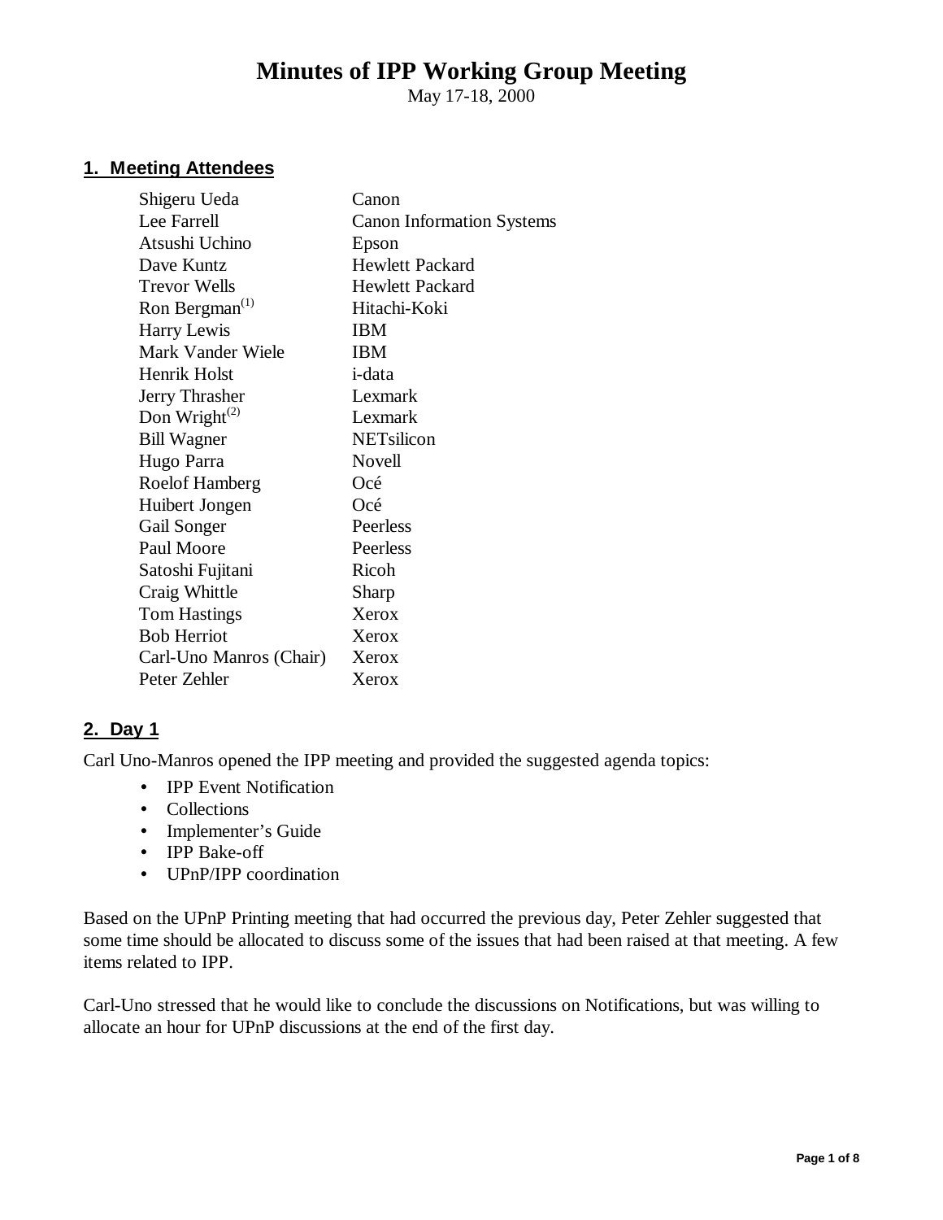# Minutes of IPP Working Group Meeting

May 17-18, 2000

## 1. Meeting Attendees

| | |
|---|---|
| Shigeru Ueda | Canon |
| Lee Farrell | Canon Information Systems |
| Atsushi Uchino | Epson |
| Dave Kuntz | Hewlett Packard |
| Trevor Wells | Hewlett Packard |
| Ron Bergman(1) | Hitachi-Koki |
| Harry Lewis | IBM |
| Mark Vander Wiele | IBM |
| Henrik Holst | i-data |
| Jerry Thrasher | Lexmark |
| Don Wright(2) | Lexmark |
| Bill Wagner | NETsilicon |
| Hugo Parra | Novell |
| Roelof Hamberg | Océ |
| Huibert Jongen | Océ |
| Gail Songer | Peerless |
| Paul Moore | Peerless |
| Satoshi Fujitani | Ricoh |
| Craig Whittle | Sharp |
| Tom Hastings | Xerox |
| Bob Herriot | Xerox |
| Carl-Uno Manros (Chair) | Xerox |
| Peter Zehler | Xerox |

## 2. Day 1

Carl Uno-Manros opened the IPP meeting and provided the suggested agenda topics:

- IPP Event Notification
- Collections
- Implementer's Guide
- IPP Bake-off
- UPnP/IPP coordination

Based on the UPnP Printing meeting that had occurred the previous day, Peter Zehler suggested that some time should be allocated to discuss some of the issues that had been raised at that meeting. A few items related to IPP.

Carl-Uno stressed that he would like to conclude the discussions on Notifications, but was willing to allocate an hour for UPnP discussions at the end of the first day.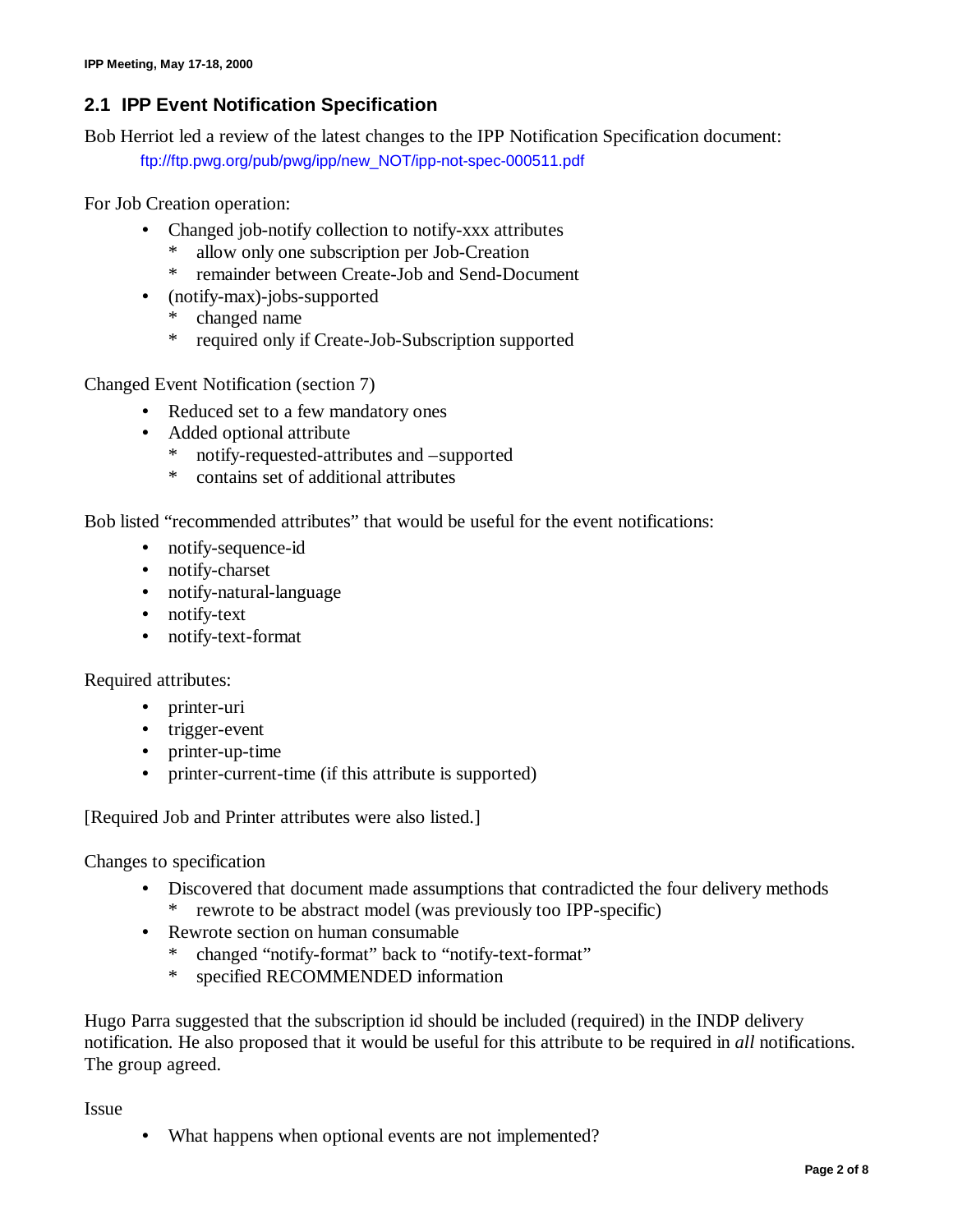## 2.1 IPP Event Notification Specification

Bob Herriot led a review of the latest changes to the IPP Notification Specification document:

ftp://ftp.pwg.org/pub/pwg/ipp/new_NOT/ipp-not-spec-000511.pdf

For Job Creation operation:

- Changed job-notify collection to notify-xxx attributes
  - allow only one subscription per Job-Creation
  - remainder between Create-Job and Send-Document
- (notify-max)-jobs-supported
  - changed name
  - required only if Create-Job-Subscription supported

Changed Event Notification (section 7)

- Reduced set to a few mandatory ones
- Added optional attribute
  - notify-requested-attributes and –supported
  - contains set of additional attributes

Bob listed "recommended attributes" that would be useful for the event notifications:

- notify-sequence-id
- notify-charset
- notify-natural-language
- notify-text
- notify-text-format

Required attributes:

- printer-uri
- trigger-event
- printer-up-time
- printer-current-time (if this attribute is supported)

[Required Job and Printer attributes were also listed.]

Changes to specification

- Discovered that document made assumptions that contradicted the four delivery methods
  - rewrote to be abstract model (was previously too IPP-specific)
- Rewrote section on human consumable
  - changed "notify-format" back to "notify-text-format"
  - specified RECOMMENDED information

Hugo Parra suggested that the subscription id should be included (required) in the INDP delivery notification. He also proposed that it would be useful for this attribute to be required in *all* notifications. The group agreed.

Issue

- What happens when optional events are not implemented?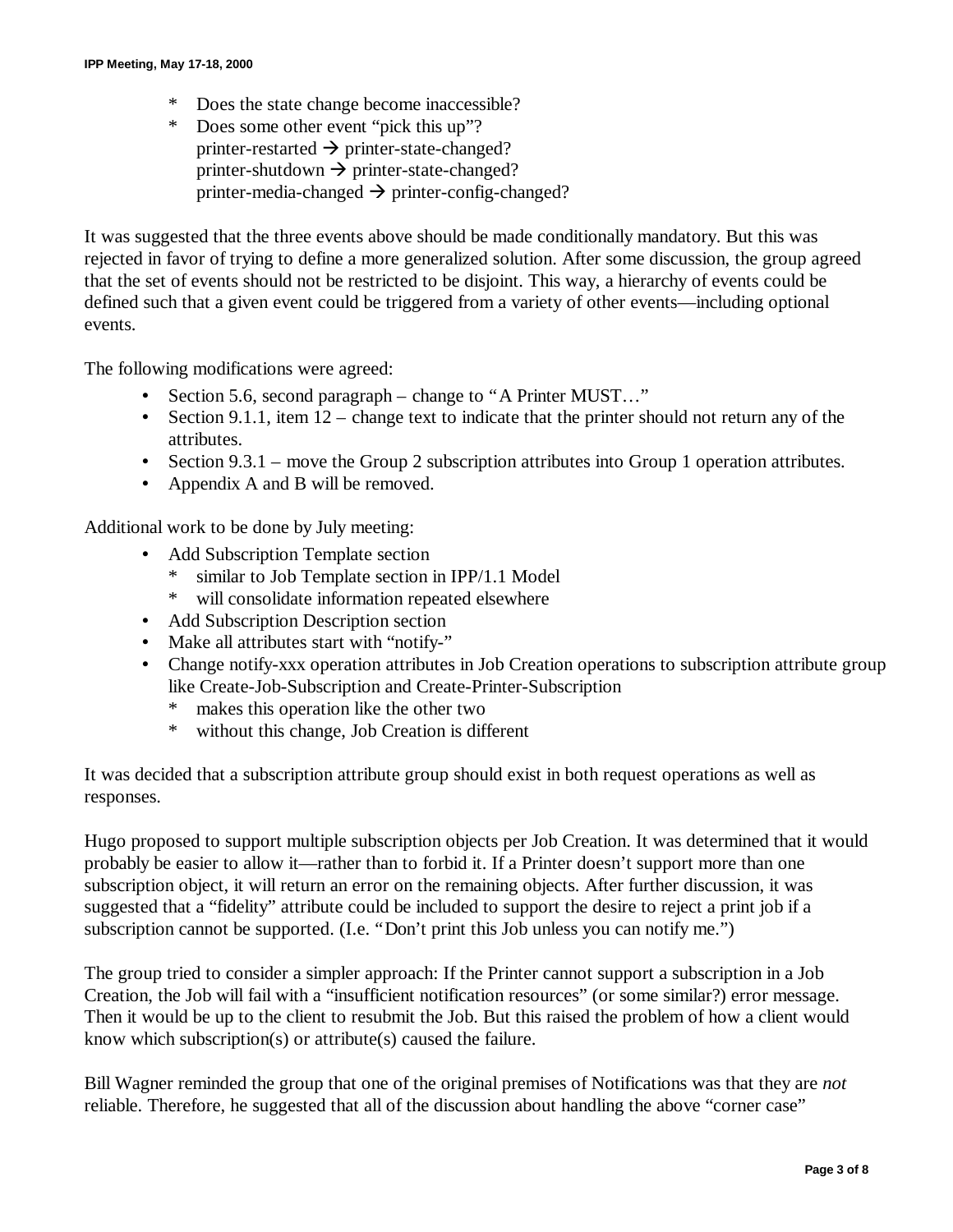* Does the state change become inaccessible?
* Does some other event “pick this up”?
  printer-restarted → printer-state-changed?
  printer-shutdown → printer-state-changed?
  printer-media-changed → printer-config-changed?

It was suggested that the three events above should be made conditionally mandatory. But this was rejected in favor of trying to define a more generalized solution. After some discussion, the group agreed that the set of events should not be restricted to be disjoint. This way, a hierarchy of events could be defined such that a given event could be triggered from a variety of other events—including optional events.

The following modifications were agreed:

- Section 5.6, second paragraph – change to “A Printer MUST…”
- Section 9.1.1, item 12 – change text to indicate that the printer should not return any of the attributes.
- Section 9.3.1 – move the Group 2 subscription attributes into Group 1 operation attributes.
- Appendix A and B will be removed.

Additional work to be done by July meeting:

- Add Subscription Template section
  * similar to Job Template section in IPP/1.1 Model
  * will consolidate information repeated elsewhere
- Add Subscription Description section
- Make all attributes start with “notify-”
- Change notify-xxx operation attributes in Job Creation operations to subscription attribute group like Create-Job-Subscription and Create-Printer-Subscription
  * makes this operation like the other two
  * without this change, Job Creation is different

It was decided that a subscription attribute group should exist in both request operations as well as responses.

Hugo proposed to support multiple subscription objects per Job Creation. It was determined that it would probably be easier to allow it—rather than to forbid it. If a Printer doesn’t support more than one subscription object, it will return an error on the remaining objects. After further discussion, it was suggested that a “fidelity” attribute could be included to support the desire to reject a print job if a subscription cannot be supported. (I.e. “Don’t print this Job unless you can notify me.”)

The group tried to consider a simpler approach: If the Printer cannot support a subscription in a Job Creation, the Job will fail with a “insufficient notification resources” (or some similar?) error message. Then it would be up to the client to resubmit the Job. But this raised the problem of how a client would know which subscription(s) or attribute(s) caused the failure.

Bill Wagner reminded the group that one of the original premises of Notifications was that they are *not* reliable. Therefore, he suggested that all of the discussion about handling the above “corner case”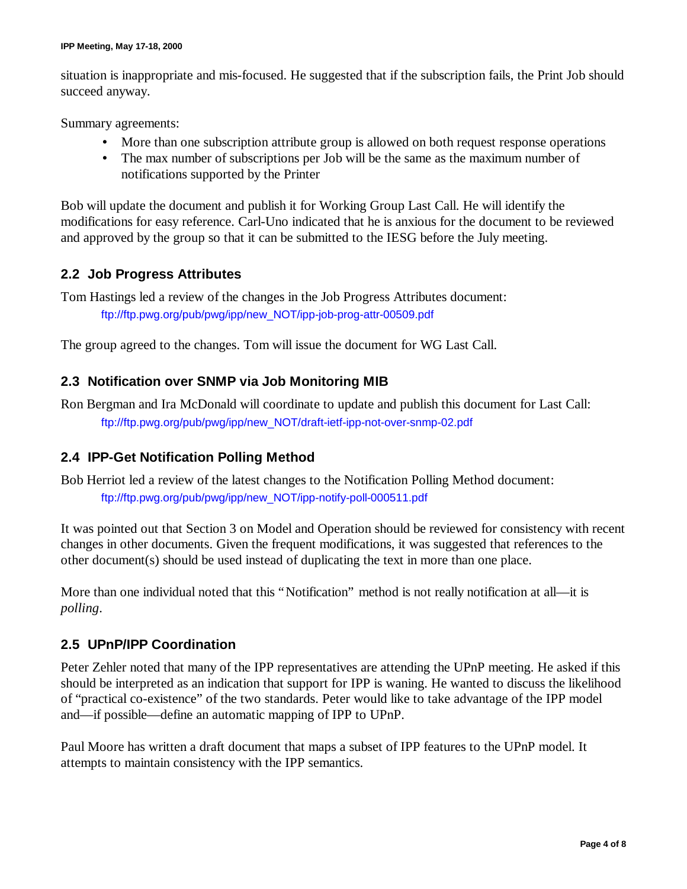situation is inappropriate and mis-focused. He suggested that if the subscription fails, the Print Job should succeed anyway.

Summary agreements:

- More than one subscription attribute group is allowed on both request response operations
- The max number of subscriptions per Job will be the same as the maximum number of notifications supported by the Printer

Bob will update the document and publish it for Working Group Last Call. He will identify the modifications for easy reference. Carl-Uno indicated that he is anxious for the document to be reviewed and approved by the group so that it can be submitted to the IESG before the July meeting.

## 2.2 Job Progress Attributes

Tom Hastings led a review of the changes in the Job Progress Attributes document:

ftp://ftp.pwg.org/pub/pwg/ipp/new_NOT/ipp-job-prog-attr-00509.pdf

The group agreed to the changes. Tom will issue the document for WG Last Call.

## 2.3 Notification over SNMP via Job Monitoring MIB

Ron Bergman and Ira McDonald will coordinate to update and publish this document for Last Call:

ftp://ftp.pwg.org/pub/pwg/ipp/new_NOT/draft-ietf-ipp-not-over-snmp-02.pdf

## 2.4 IPP-Get Notification Polling Method

Bob Herriot led a review of the latest changes to the Notification Polling Method document:

ftp://ftp.pwg.org/pub/pwg/ipp/new_NOT/ipp-notify-poll-000511.pdf

It was pointed out that Section 3 on Model and Operation should be reviewed for consistency with recent changes in other documents. Given the frequent modifications, it was suggested that references to the other document(s) should be used instead of duplicating the text in more than one place.

More than one individual noted that this "Notification" method is not really notification at all—it is *polling*.

## 2.5 UPnP/IPP Coordination

Peter Zehler noted that many of the IPP representatives are attending the UPnP meeting. He asked if this should be interpreted as an indication that support for IPP is waning. He wanted to discuss the likelihood of "practical co-existence" of the two standards. Peter would like to take advantage of the IPP model and—if possible—define an automatic mapping of IPP to UPnP.

Paul Moore has written a draft document that maps a subset of IPP features to the UPnP model. It attempts to maintain consistency with the IPP semantics.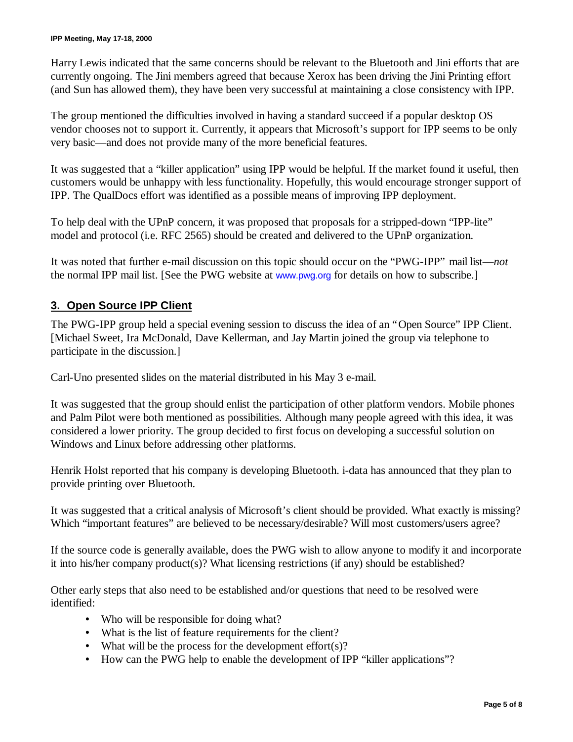Harry Lewis indicated that the same concerns should be relevant to the Bluetooth and Jini efforts that are currently ongoing. The Jini members agreed that because Xerox has been driving the Jini Printing effort (and Sun has allowed them), they have been very successful at maintaining a close consistency with IPP.

The group mentioned the difficulties involved in having a standard succeed if a popular desktop OS vendor chooses not to support it. Currently, it appears that Microsoft's support for IPP seems to be only very basic—and does not provide many of the more beneficial features.

It was suggested that a "killer application" using IPP would be helpful. If the market found it useful, then customers would be unhappy with less functionality. Hopefully, this would encourage stronger support of IPP. The QualDocs effort was identified as a possible means of improving IPP deployment.

To help deal with the UPnP concern, it was proposed that proposals for a stripped-down "IPP-lite" model and protocol (i.e. RFC 2565) should be created and delivered to the UPnP organization.

It was noted that further e-mail discussion on this topic should occur on the "PWG-IPP" mail list—*not* the normal IPP mail list. [See the PWG website at www.pwg.org for details on how to subscribe.]

## 3. Open Source IPP Client

The PWG-IPP group held a special evening session to discuss the idea of an "Open Source" IPP Client. [Michael Sweet, Ira McDonald, Dave Kellerman, and Jay Martin joined the group via telephone to participate in the discussion.]

Carl-Uno presented slides on the material distributed in his May 3 e-mail.

It was suggested that the group should enlist the participation of other platform vendors. Mobile phones and Palm Pilot were both mentioned as possibilities. Although many people agreed with this idea, it was considered a lower priority. The group decided to first focus on developing a successful solution on Windows and Linux before addressing other platforms.

Henrik Holst reported that his company is developing Bluetooth. i-data has announced that they plan to provide printing over Bluetooth.

It was suggested that a critical analysis of Microsoft's client should be provided. What exactly is missing? Which "important features" are believed to be necessary/desirable? Will most customers/users agree?

If the source code is generally available, does the PWG wish to allow anyone to modify it and incorporate it into his/her company product(s)? What licensing restrictions (if any) should be established?

Other early steps that also need to be established and/or questions that need to be resolved were identified:

- Who will be responsible for doing what?
- What is the list of feature requirements for the client?
- What will be the process for the development effort(s)?
- How can the PWG help to enable the development of IPP "killer applications"?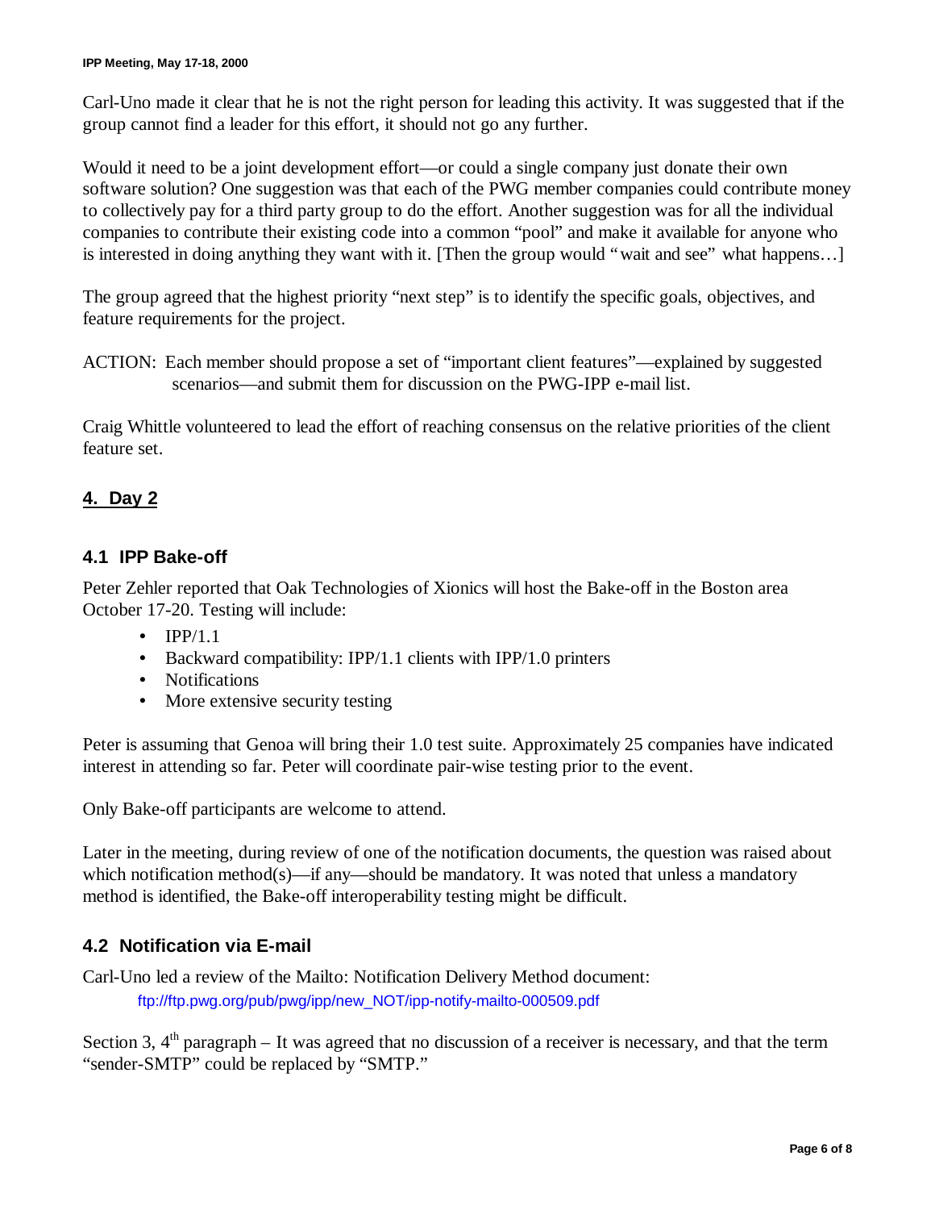Carl-Uno made it clear that he is not the right person for leading this activity. It was suggested that if the group cannot find a leader for this effort, it should not go any further.

Would it need to be a joint development effort—or could a single company just donate their own software solution? One suggestion was that each of the PWG member companies could contribute money to collectively pay for a third party group to do the effort. Another suggestion was for all the individual companies to contribute their existing code into a common "pool" and make it available for anyone who is interested in doing anything they want with it. [Then the group would "wait and see" what happens…]

The group agreed that the highest priority "next step" is to identify the specific goals, objectives, and feature requirements for the project.

ACTION: Each member should propose a set of "important client features"—explained by suggested scenarios—and submit them for discussion on the PWG-IPP e-mail list.

Craig Whittle volunteered to lead the effort of reaching consensus on the relative priorities of the client feature set.

## 4. Day 2

### 4.1 IPP Bake-off

Peter Zehler reported that Oak Technologies of Xionics will host the Bake-off in the Boston area October 17-20. Testing will include:

- IPP/1.1
- Backward compatibility: IPP/1.1 clients with IPP/1.0 printers
- Notifications
- More extensive security testing

Peter is assuming that Genoa will bring their 1.0 test suite. Approximately 25 companies have indicated interest in attending so far. Peter will coordinate pair-wise testing prior to the event.

Only Bake-off participants are welcome to attend.

Later in the meeting, during review of one of the notification documents, the question was raised about which notification method(s)—if any—should be mandatory. It was noted that unless a mandatory method is identified, the Bake-off interoperability testing might be difficult.

### 4.2 Notification via E-mail

Carl-Uno led a review of the Mailto: Notification Delivery Method document:

ftp://ftp.pwg.org/pub/pwg/ipp/new_NOT/ipp-notify-mailto-000509.pdf

Section 3, 4th paragraph – It was agreed that no discussion of a receiver is necessary, and that the term "sender-SMTP" could be replaced by "SMTP."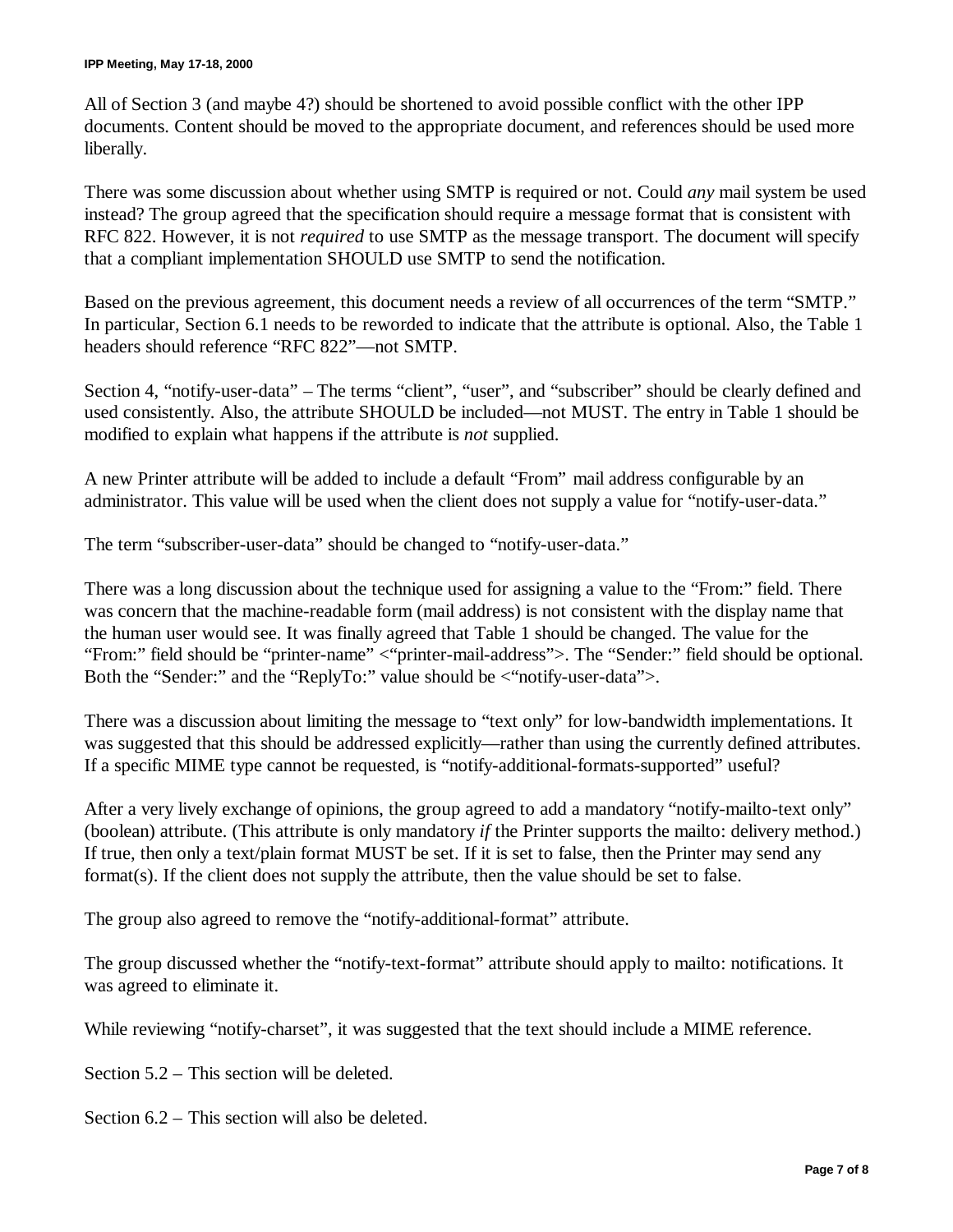All of Section 3 (and maybe 4?) should be shortened to avoid possible conflict with the other IPP documents. Content should be moved to the appropriate document, and references should be used more liberally.

There was some discussion about whether using SMTP is required or not. Could *any* mail system be used instead? The group agreed that the specification should require a message format that is consistent with RFC 822. However, it is not *required* to use SMTP as the message transport. The document will specify that a compliant implementation SHOULD use SMTP to send the notification.

Based on the previous agreement, this document needs a review of all occurrences of the term "SMTP." In particular, Section 6.1 needs to be reworded to indicate that the attribute is optional. Also, the Table 1 headers should reference "RFC 822"—not SMTP.

Section 4, "notify-user-data" – The terms "client", "user", and "subscriber" should be clearly defined and used consistently. Also, the attribute SHOULD be included—not MUST. The entry in Table 1 should be modified to explain what happens if the attribute is *not* supplied.

A new Printer attribute will be added to include a default "From" mail address configurable by an administrator. This value will be used when the client does not supply a value for "notify-user-data."

The term "subscriber-user-data" should be changed to "notify-user-data."

There was a long discussion about the technique used for assigning a value to the "From:" field. There was concern that the machine-readable form (mail address) is not consistent with the display name that the human user would see. It was finally agreed that Table 1 should be changed. The value for the "From:" field should be "printer-name" <"printer-mail-address">. The "Sender:" field should be optional. Both the "Sender:" and the "ReplyTo:" value should be <"notify-user-data">.

There was a discussion about limiting the message to "text only" for low-bandwidth implementations. It was suggested that this should be addressed explicitly—rather than using the currently defined attributes. If a specific MIME type cannot be requested, is "notify-additional-formats-supported" useful?

After a very lively exchange of opinions, the group agreed to add a mandatory "notify-mailto-text only" (boolean) attribute. (This attribute is only mandatory *if* the Printer supports the mailto: delivery method.) If true, then only a text/plain format MUST be set. If it is set to false, then the Printer may send any format(s). If the client does not supply the attribute, then the value should be set to false.

The group also agreed to remove the "notify-additional-format" attribute.

The group discussed whether the "notify-text-format" attribute should apply to mailto: notifications. It was agreed to eliminate it.

While reviewing "notify-charset", it was suggested that the text should include a MIME reference.

Section 5.2 – This section will be deleted.

Section 6.2 – This section will also be deleted.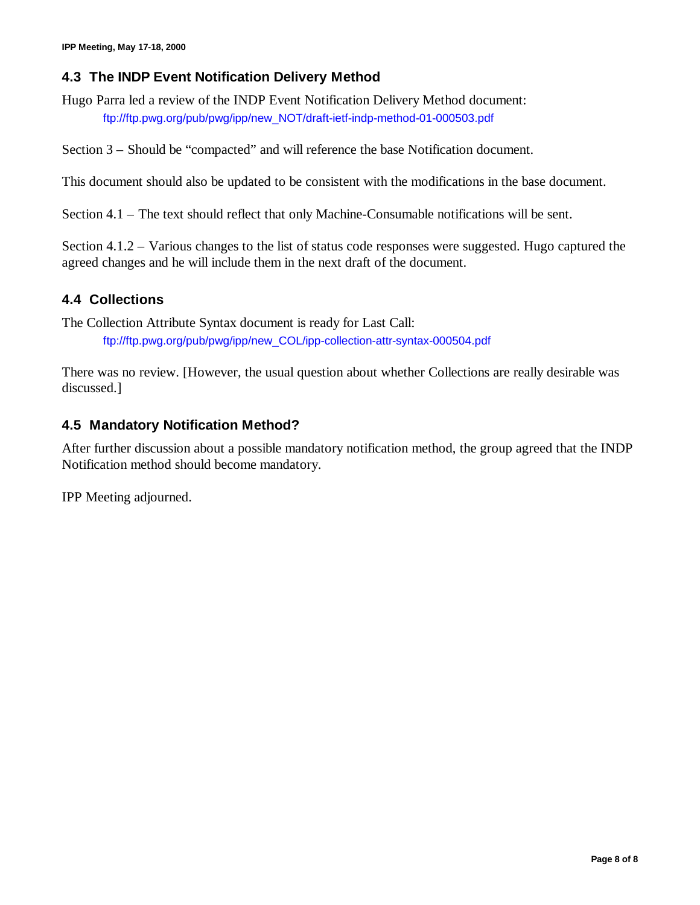## 4.3 The INDP Event Notification Delivery Method

Hugo Parra led a review of the INDP Event Notification Delivery Method document:

ftp://ftp.pwg.org/pub/pwg/ipp/new_NOT/draft-ietf-indp-method-01-000503.pdf

Section 3 – Should be "compacted" and will reference the base Notification document.

This document should also be updated to be consistent with the modifications in the base document.

Section 4.1 – The text should reflect that only Machine-Consumable notifications will be sent.

Section 4.1.2 – Various changes to the list of status code responses were suggested. Hugo captured the agreed changes and he will include them in the next draft of the document.

## 4.4 Collections

The Collection Attribute Syntax document is ready for Last Call:

ftp://ftp.pwg.org/pub/pwg/ipp/new_COL/ipp-collection-attr-syntax-000504.pdf

There was no review. [However, the usual question about whether Collections are really desirable was discussed.]

## 4.5 Mandatory Notification Method?

After further discussion about a possible mandatory notification method, the group agreed that the INDP Notification method should become mandatory.

IPP Meeting adjourned.